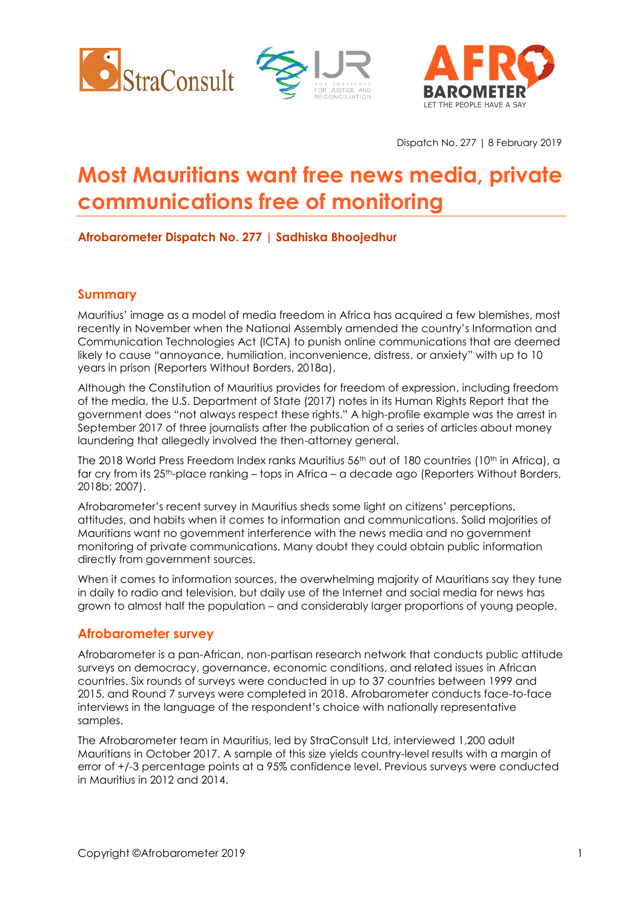Dispatch No. 277 | 8 February 2019

# Most Mauritians want free news media, private communications free of monitoring

**Afrobarometer Dispatch No. 277 | Sadhiska Bhoojedhur**

## Summary

Mauritius' image as a model of media freedom in Africa has acquired a few blemishes, most recently in November when the National Assembly amended the country's Information and Communication Technologies Act (ICTA) to punish online communications that are deemed likely to cause "annoyance, humiliation, inconvenience, distress, or anxiety" with up to 10 years in prison (Reporters Without Borders, 2018a),

Although the Constitution of Mauritius provides for freedom of expression, including freedom of the media, the U.S. Department of State (2017) notes in its Human Rights Report that the government does "not always respect these rights." A high-profile example was the arrest in September 2017 of three journalists after the publication of a series of articles about money laundering that allegedly involved the then-attorney general.

The 2018 World Press Freedom Index ranks Mauritius 56th out of 180 countries (10th in Africa), a far cry from its 25th-place ranking – tops in Africa – a decade ago (Reporters Without Borders, 2018b; 2007).

Afrobarometer's recent survey in Mauritius sheds some light on citizens' perceptions, attitudes, and habits when it comes to information and communications. Solid majorities of Mauritians want no government interference with the news media and no government monitoring of private communications. Many doubt they could obtain public information directly from government sources.

When it comes to information sources, the overwhelming majority of Mauritians say they tune in daily to radio and television, but daily use of the Internet and social media for news has grown to almost half the population – and considerably larger proportions of young people.

## Afrobarometer survey

Afrobarometer is a pan-African, non-partisan research network that conducts public attitude surveys on democracy, governance, economic conditions, and related issues in African countries. Six rounds of surveys were conducted in up to 37 countries between 1999 and 2015, and Round 7 surveys were completed in 2018. Afrobarometer conducts face-to-face interviews in the language of the respondent's choice with nationally representative samples.

The Afrobarometer team in Mauritius, led by StraConsult Ltd, interviewed 1,200 adult Mauritians in October 2017. A sample of this size yields country-level results with a margin of error of +/-3 percentage points at a 95% confidence level. Previous surveys were conducted in Mauritius in 2012 and 2014.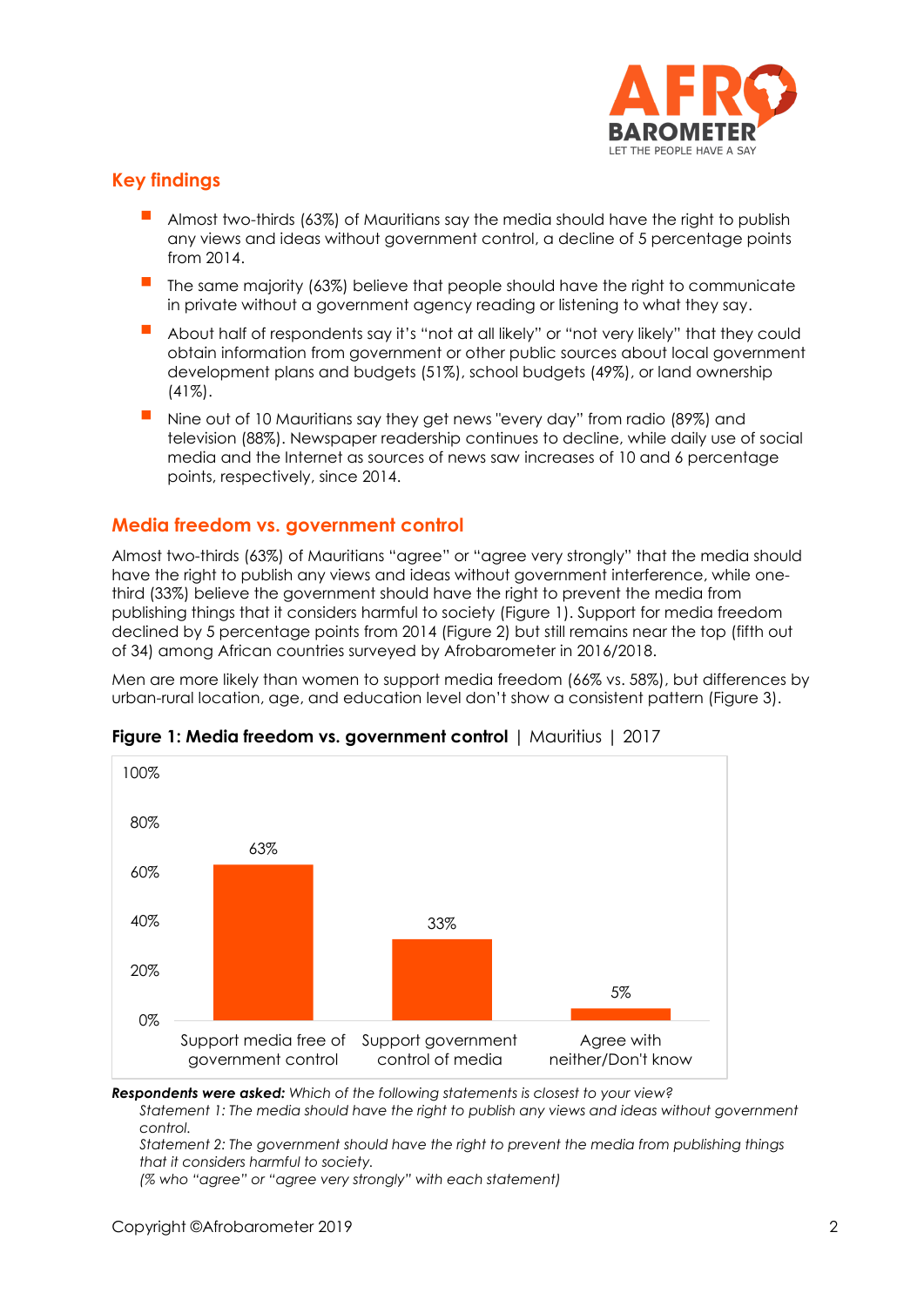## Key findings

- Almost two-thirds (63%) of Mauritians say the media should have the right to publish any views and ideas without government control, a decline of 5 percentage points from 2014.
- The same majority (63%) believe that people should have the right to communicate in private without a government agency reading or listening to what they say.
- About half of respondents say it's "not at all likely" or "not very likely" that they could obtain information from government or other public sources about local government development plans and budgets (51%), school budgets (49%), or land ownership (41%).
- Nine out of 10 Mauritians say they get news "every day" from radio (89%) and television (88%). Newspaper readership continues to decline, while daily use of social media and the Internet as sources of news saw increases of 10 and 6 percentage points, respectively, since 2014.

## Media freedom vs. government control

Almost two-thirds (63%) of Mauritians "agree" or "agree very strongly" that the media should have the right to publish any views and ideas without government interference, while one-third (33%) believe the government should have the right to prevent the media from publishing things that it considers harmful to society (Figure 1). Support for media freedom declined by 5 percentage points from 2014 (Figure 2) but still remains near the top (fifth out of 34) among African countries surveyed by Afrobarometer in 2016/2018.

Men are more likely than women to support media freedom (66% vs. 58%), but differences by urban-rural location, age, and education level don't show a consistent pattern (Figure 3).

**Figure 1: Media freedom vs. government control** | Mauritius | 2017

| Response | % |
|---|---|
| Support media free of government control | 63% |
| Support government control of media | 33% |
| Agree with neither/Don't know | 5% |

***Respondents were asked:*** *Which of the following statements is closest to your view?*

*Statement 1: The media should have the right to publish any views and ideas without government control.*

*Statement 2: The government should have the right to prevent the media from publishing things that it considers harmful to society.*

*(% who "agree" or "agree very strongly" with each statement)*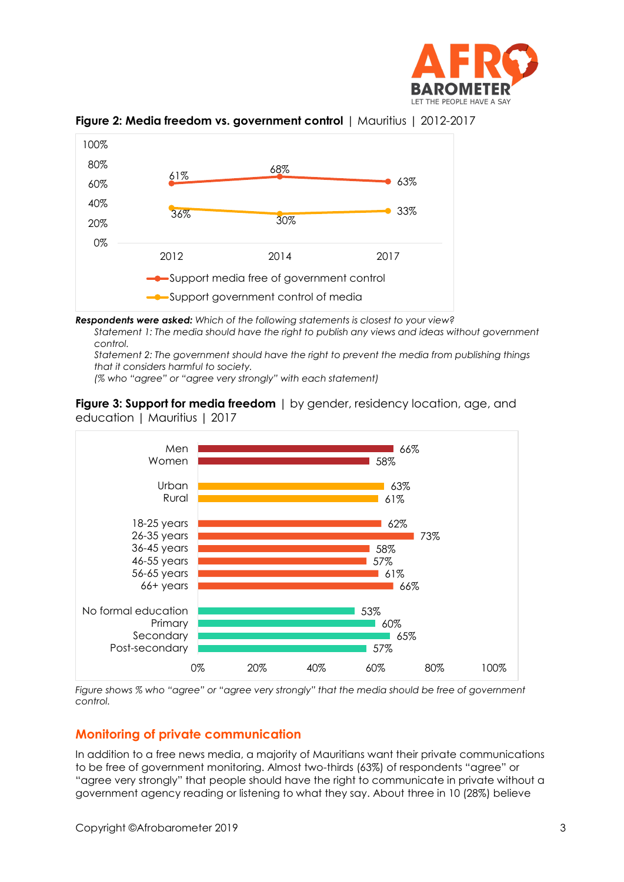**Figure 2: Media freedom vs. government control** | Mauritius | 2012-2017

| | 2012 | 2014 | 2017 |
|---|---|---|---|
| Support media free of government control | 61% | 68% | 63% |
| Support government control of media | 36% | 30% | 33% |

***Respondents were asked:*** *Which of the following statements is closest to your view?*

*Statement 1: The media should have the right to publish any views and ideas without government control.*

*Statement 2: The government should have the right to prevent the media from publishing things that it considers harmful to society.*

*(% who "agree" or "agree very strongly" with each statement)*

**Figure 3: Support for media freedom** | by gender, residency location, age, and education | Mauritius | 2017

| Group | % |
|---|---|
| Men | 66% |
| Women | 58% |
| Urban | 63% |
| Rural | 61% |
| 18-25 years | 62% |
| 26-35 years | 73% |
| 36-45 years | 58% |
| 46-55 years | 57% |
| 56-65 years | 61% |
| 66+ years | 66% |
| No formal education | 53% |
| Primary | 60% |
| Secondary | 65% |
| Post-secondary | 57% |

*Figure shows % who "agree" or "agree very strongly" that the media should be free of government control.*

## Monitoring of private communication

In addition to a free news media, a majority of Mauritians want their private communications to be free of government monitoring. Almost two-thirds (63%) of respondents "agree" or "agree very strongly" that people should have the right to communicate in private without a government agency reading or listening to what they say. About three in 10 (28%) believe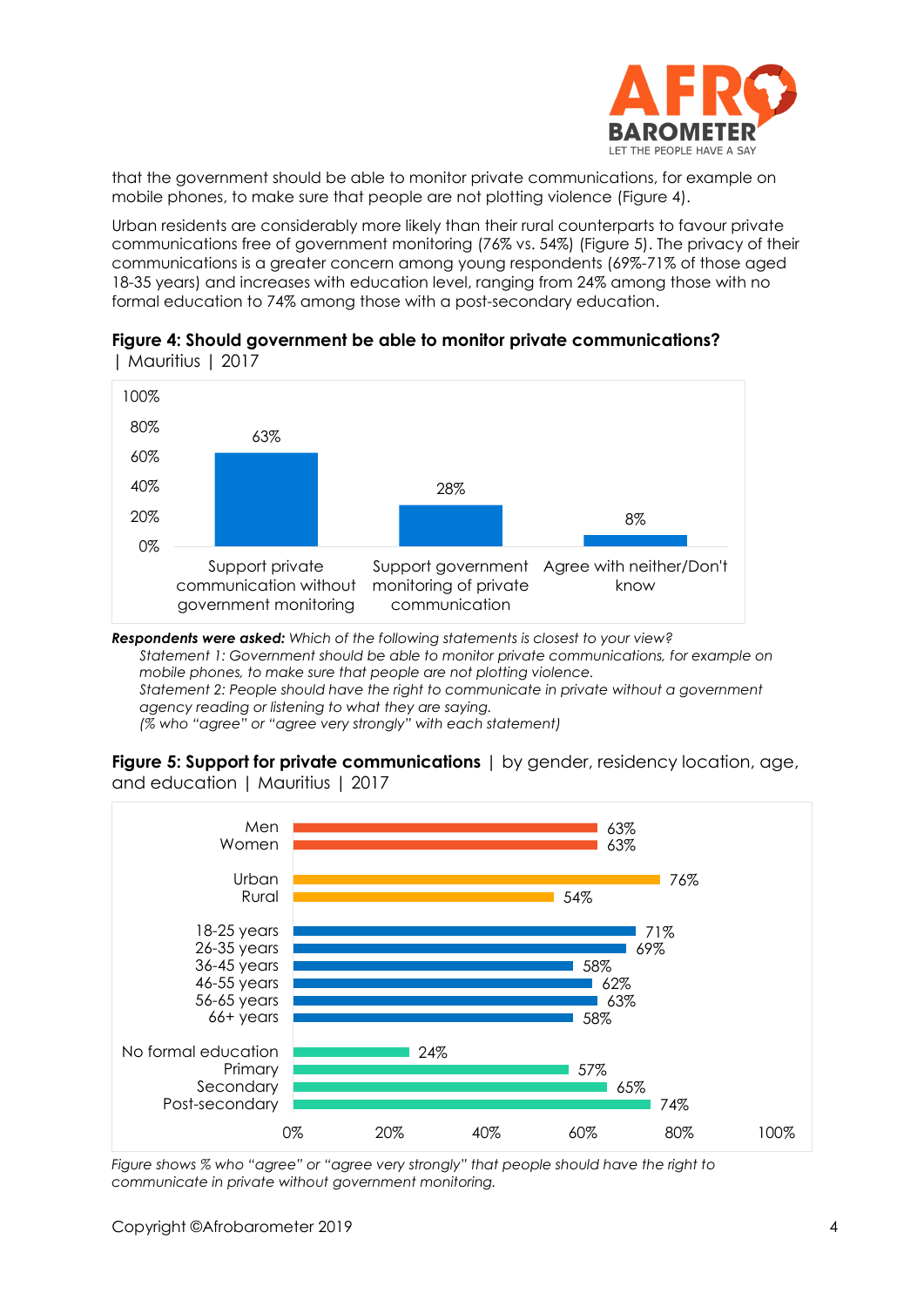that the government should be able to monitor private communications, for example on mobile phones, to make sure that people are not plotting violence (Figure 4).

Urban residents are considerably more likely than their rural counterparts to favour private communications free of government monitoring (76% vs. 54%) (Figure 5). The privacy of their communications is a greater concern among young respondents (69%-71% of those aged 18-35 years) and increases with education level, ranging from 24% among those with no formal education to 74% among those with a post-secondary education.

**Figure 4: Should government be able to monitor private communications?** | Mauritius | 2017

| | % |
|---|---|
| Support private communication without government monitoring | 63% |
| Support government monitoring of private communication | 28% |
| Agree with neither/Don't know | 8% |

***Respondents were asked:*** *Which of the following statements is closest to your view?*

*Statement 1: Government should be able to monitor private communications, for example on mobile phones, to make sure that people are not plotting violence.*

*Statement 2: People should have the right to communicate in private without a government agency reading or listening to what they are saying.*

*(% who "agree" or "agree very strongly" with each statement)*

**Figure 5: Support for private communications** | by gender, residency location, age, and education | Mauritius | 2017

| | % |
|---|---|
| Men | 63% |
| Women | 63% |
| Urban | 76% |
| Rural | 54% |
| 18-25 years | 71% |
| 26-35 years | 69% |
| 36-45 years | 58% |
| 46-55 years | 62% |
| 56-65 years | 63% |
| 66+ years | 58% |
| No formal education | 24% |
| Primary | 57% |
| Secondary | 65% |
| Post-secondary | 74% |

*Figure shows % who "agree" or "agree very strongly" that people should have the right to communicate in private without government monitoring.*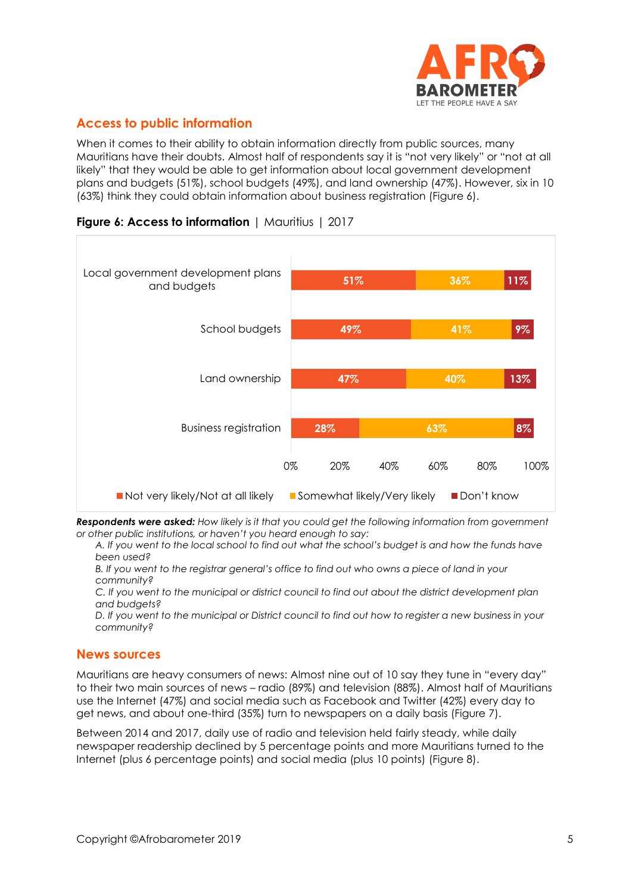## Access to public information

When it comes to their ability to obtain information directly from public sources, many Mauritians have their doubts. Almost half of respondents say it is "not very likely" or "not at all likely" that they would be able to get information about local government development plans and budgets (51%), school budgets (49%), and land ownership (47%). However, six in 10 (63%) think they could obtain information about business registration (Figure 6).

**Figure 6: Access to information** | Mauritius | 2017

| | Not very likely/Not at all likely | Somewhat likely/Very likely | Don't know |
|---|---|---|---|
| Local government development plans and budgets | 51% | 36% | 11% |
| School budgets | 49% | 41% | 9% |
| Land ownership | 47% | 40% | 13% |
| Business registration | 28% | 63% | 8% |

***Respondents were asked:*** *How likely is it that you could get the following information from government or other public institutions, or haven't you heard enough to say:*

*A. If you went to the local school to find out what the school's budget is and how the funds have been used?*
*B. If you went to the registrar general's office to find out who owns a piece of land in your community?*
*C. If you went to the municipal or district council to find out about the district development plan and budgets?*
*D. If you went to the municipal or District council to find out how to register a new business in your community?*

## News sources

Mauritians are heavy consumers of news: Almost nine out of 10 say they tune in "every day" to their two main sources of news – radio (89%) and television (88%). Almost half of Mauritians use the Internet (47%) and social media such as Facebook and Twitter (42%) every day to get news, and about one-third (35%) turn to newspapers on a daily basis (Figure 7).

Between 2014 and 2017, daily use of radio and television held fairly steady, while daily newspaper readership declined by 5 percentage points and more Mauritians turned to the Internet (plus 6 percentage points) and social media (plus 10 points) (Figure 8).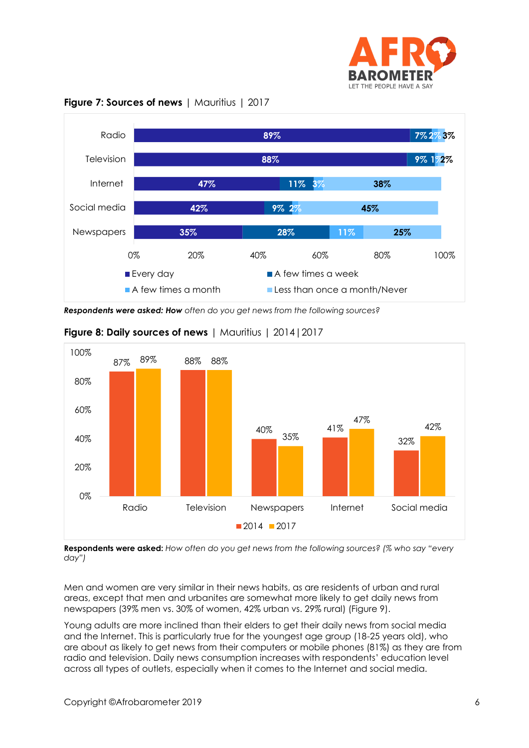**Figure 7: Sources of news** | Mauritius | 2017

| | Every day | A few times a week | A few times a month | Less than once a month/Never |
|---|---|---|---|---|
| Radio | 89% | 7% | 2% | 3% |
| Television | 88% | 9% | 1% | 2% |
| Internet | 47% | 11% | 3% | 38% |
| Social media | 42% | 9% | 2% | 45% |
| Newspapers | 35% | 28% | 11% | 25% |

***Respondents were asked: How*** *often do you get news from the following sources?*

**Figure 8: Daily sources of news** | Mauritius | 2014 | 2017

| | 2014 | 2017 |
|---|---|---|
| Radio | 87% | 89% |
| Television | 88% | 88% |
| Newspapers | 40% | 35% |
| Internet | 41% | 47% |
| Social media | 32% | 42% |

**Respondents were asked:** *How often do you get news from the following sources? (% who say "every day")*

Men and women are very similar in their news habits, as are residents of urban and rural areas, except that men and urbanites are somewhat more likely to get daily news from newspapers (39% men vs. 30% of women, 42% urban vs. 29% rural) (Figure 9).

Young adults are more inclined than their elders to get their daily news from social media and the Internet. This is particularly true for the youngest age group (18-25 years old), who are about as likely to get news from their computers or mobile phones (81%) as they are from radio and television. Daily news consumption increases with respondents' education level across all types of outlets, especially when it comes to the Internet and social media.

Copyright ©Afrobarometer 2019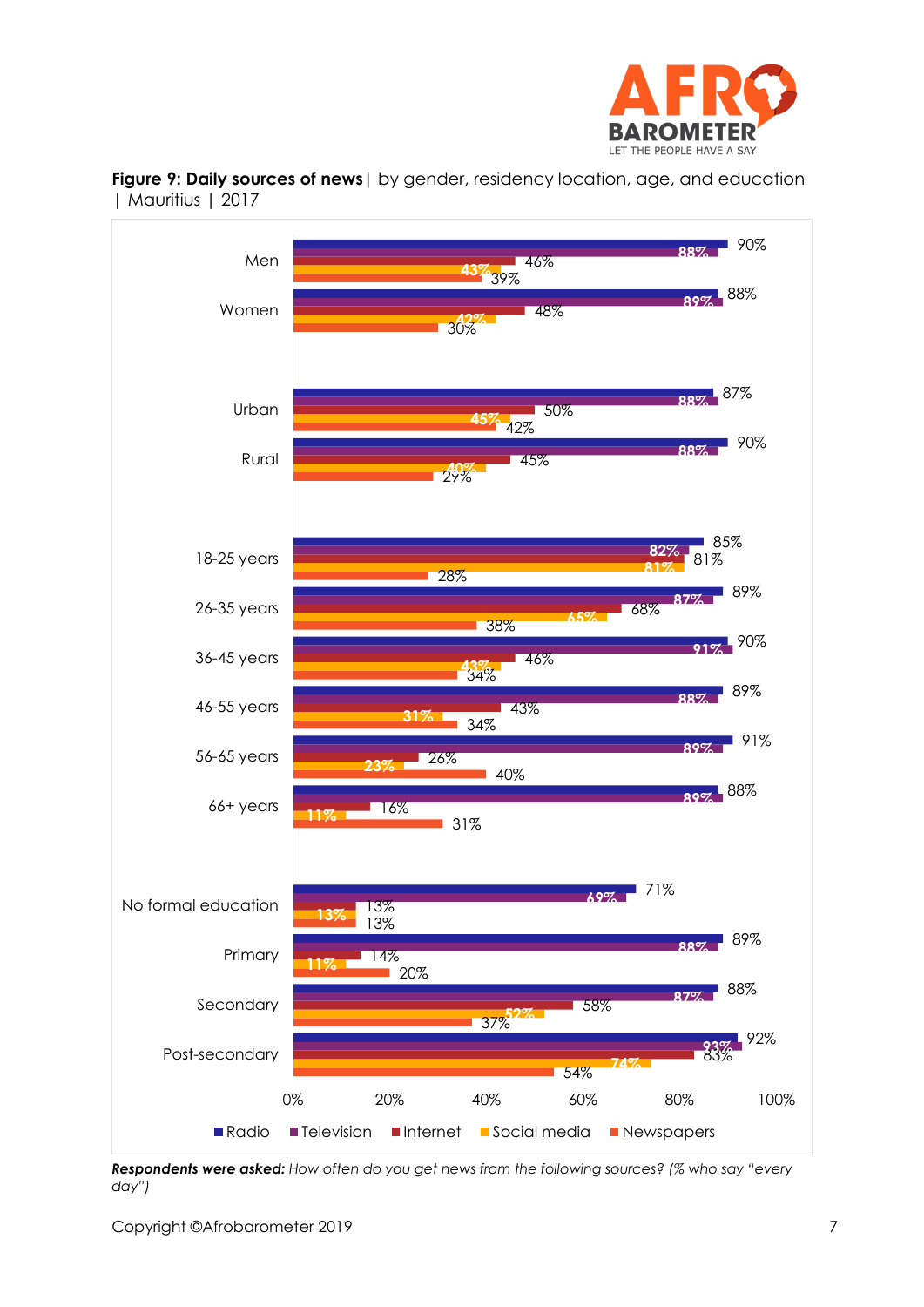**Figure 9: Daily sources of news**| by gender, residency location, age, and education | Mauritius | 2017

| | Radio | Television | Internet | Social media | Newspapers |
|---|---|---|---|---|---|
| Men | 90% | 88% | 46% | 43% | 39% |
| Women | 88% | 89% | 48% | 42% | 30% |
| Urban | 87% | 88% | 50% | 45% | 42% |
| Rural | 90% | 88% | 45% | 40% | 29% |
| 18-25 years | 85% | 82% | 81% | 81% | 28% |
| 26-35 years | 89% | 87% | 68% | 65% | 38% |
| 36-45 years | 90% | 91% | 46% | 43% | 34% |
| 46-55 years | 89% | 88% | 43% | 31% | 34% |
| 56-65 years | 91% | 89% | 26% | 23% | 40% |
| 66+ years | 88% | 89% | 16% | 11% | 31% |
| No formal education | 71% | 69% | 13% | 13% | 13% |
| Primary | 89% | 88% | 14% | 11% | 20% |
| Secondary | 88% | 87% | 58% | 52% | 37% |
| Post-secondary | 92% | 93% | 83% | 74% | 54% |

***Respondents were asked:*** *How often do you get news from the following sources? (% who say "every day")*

Copyright ©Afrobarometer 2019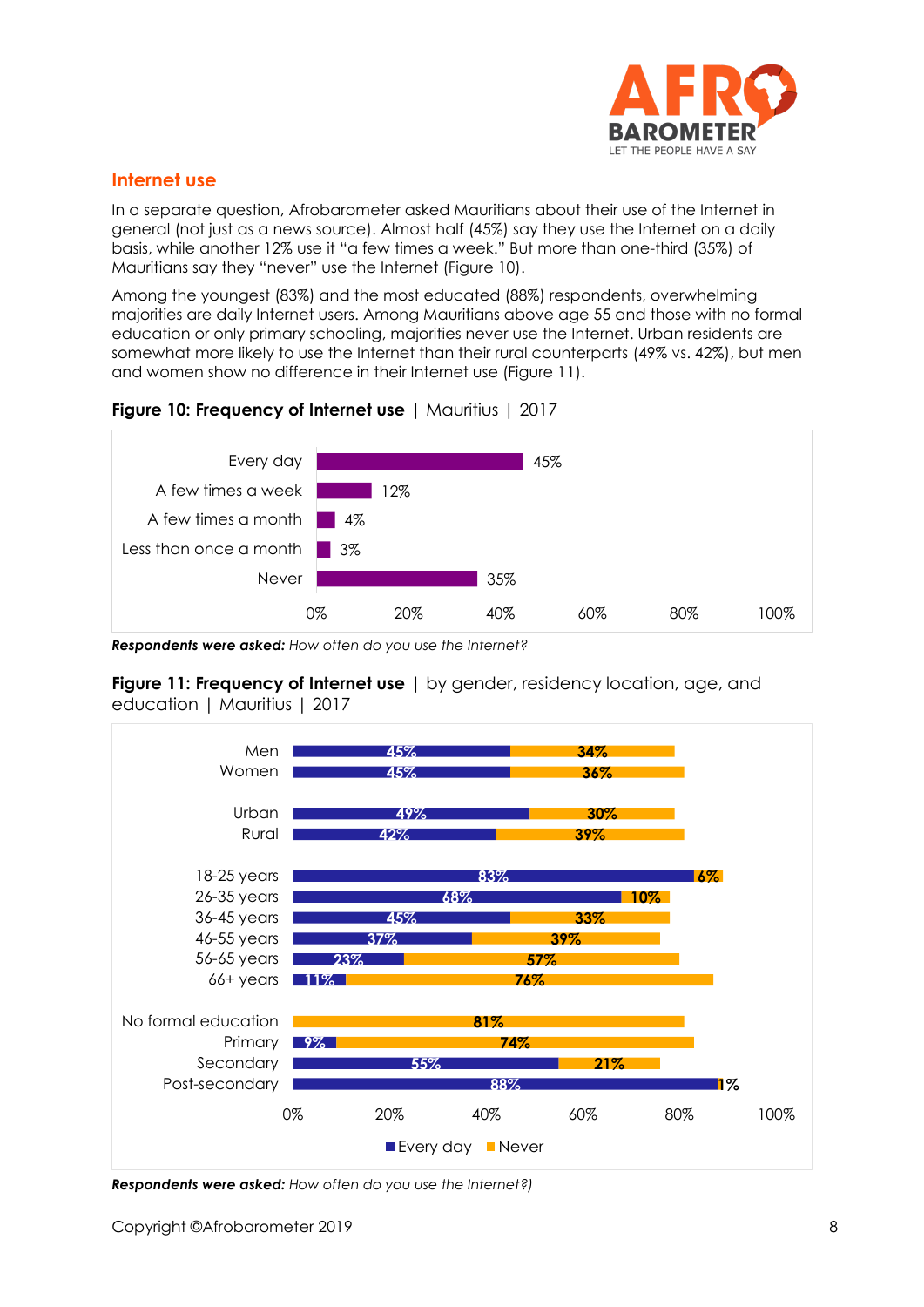## Internet use

In a separate question, Afrobarometer asked Mauritians about their use of the Internet in general (not just as a news source). Almost half (45%) say they use the Internet on a daily basis, while another 12% use it "a few times a week." But more than one-third (35%) of Mauritians say they "never" use the Internet (Figure 10).

Among the youngest (83%) and the most educated (88%) respondents, overwhelming majorities are daily Internet users. Among Mauritians above age 55 and those with no formal education or only primary schooling, majorities never use the Internet. Urban residents are somewhat more likely to use the Internet than their rural counterparts (49% vs. 42%), but men and women show no difference in their Internet use (Figure 11).

**Figure 10: Frequency of Internet use** | Mauritius | 2017

| Frequency | % |
|---|---|
| Every day | 45% |
| A few times a week | 12% |
| A few times a month | 4% |
| Less than once a month | 3% |
| Never | 35% |

***Respondents were asked:*** *How often do you use the Internet?*

**Figure 11: Frequency of Internet use** | by gender, residency location, age, and education | Mauritius | 2017

| | Every day | Never |
|---|---|---|
| Men | 45% | 34% |
| Women | 45% | 36% |
| Urban | 49% | 30% |
| Rural | 42% | 39% |
| 18-25 years | 83% | 6% |
| 26-35 years | 68% | 10% |
| 36-45 years | 45% | 33% |
| 46-55 years | 37% | 39% |
| 56-65 years | 23% | 57% |
| 66+ years | 11% | 76% |
| No formal education | | 81% |
| Primary | 9% | 74% |
| Secondary | 55% | 21% |
| Post-secondary | 88% | 1% |

***Respondents were asked:*** *How often do you use the Internet?)*

Copyright ©Afrobarometer 2019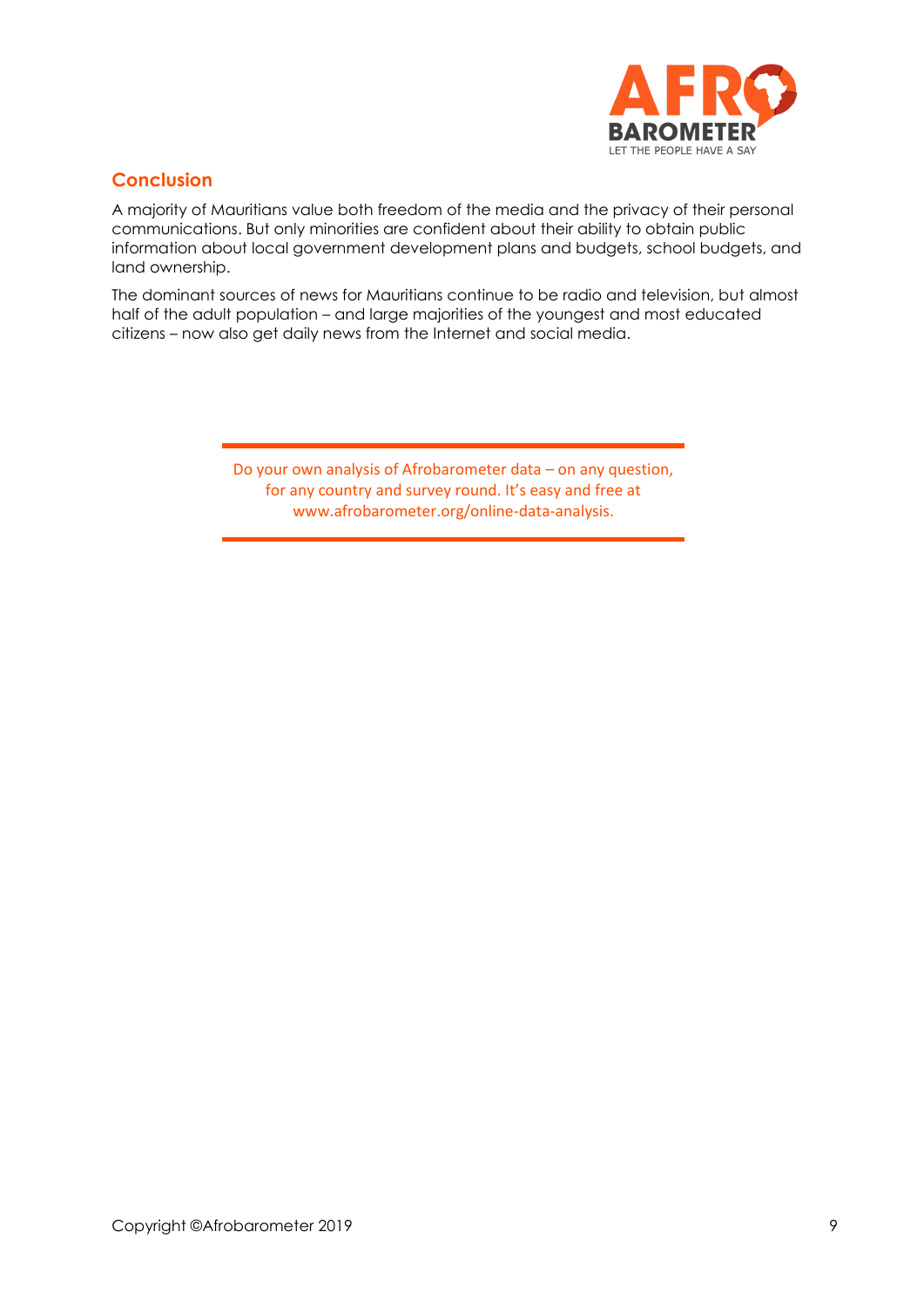## Conclusion

A majority of Mauritians value both freedom of the media and the privacy of their personal communications. But only minorities are confident about their ability to obtain public information about local government development plans and budgets, school budgets, and land ownership.

The dominant sources of news for Mauritians continue to be radio and television, but almost half of the adult population – and large majorities of the youngest and most educated citizens – now also get daily news from the Internet and social media.

Do your own analysis of Afrobarometer data – on any question, for any country and survey round. It's easy and free at www.afrobarometer.org/online-data-analysis.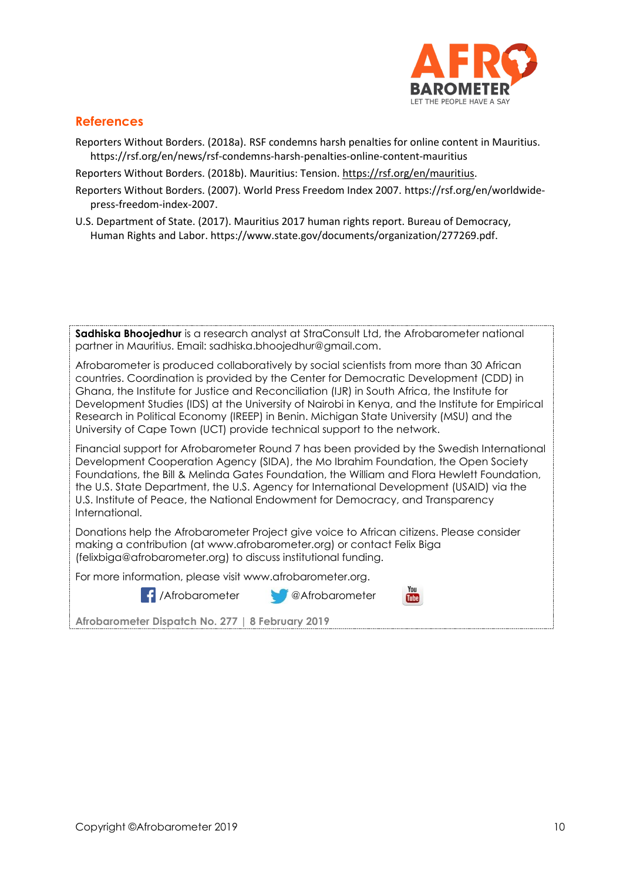## References

Reporters Without Borders. (2018a). RSF condemns harsh penalties for online content in Mauritius. https://rsf.org/en/news/rsf-condemns-harsh-penalties-online-content-mauritius

Reporters Without Borders. (2018b). Mauritius: Tension. https://rsf.org/en/mauritius.

Reporters Without Borders. (2007). World Press Freedom Index 2007. https://rsf.org/en/worldwide-press-freedom-index-2007.

U.S. Department of State. (2017). Mauritius 2017 human rights report. Bureau of Democracy, Human Rights and Labor. https://www.state.gov/documents/organization/277269.pdf.

**Sadhiska Bhoojedhur** is a research analyst at StraConsult Ltd, the Afrobarometer national partner in Mauritius. Email: sadhiska.bhoojedhur@gmail.com.

Afrobarometer is produced collaboratively by social scientists from more than 30 African countries. Coordination is provided by the Center for Democratic Development (CDD) in Ghana, the Institute for Justice and Reconciliation (IJR) in South Africa, the Institute for Development Studies (IDS) at the University of Nairobi in Kenya, and the Institute for Empirical Research in Political Economy (IREEP) in Benin. Michigan State University (MSU) and the University of Cape Town (UCT) provide technical support to the network.

Financial support for Afrobarometer Round 7 has been provided by the Swedish International Development Cooperation Agency (SIDA), the Mo Ibrahim Foundation, the Open Society Foundations, the Bill & Melinda Gates Foundation, the William and Flora Hewlett Foundation, the U.S. State Department, the U.S. Agency for International Development (USAID) via the U.S. Institute of Peace, the National Endowment for Democracy, and Transparency International.

Donations help the Afrobarometer Project give voice to African citizens. Please consider making a contribution (at www.afrobarometer.org) or contact Felix Biga (felixbiga@afrobarometer.org) to discuss institutional funding.

For more information, please visit www.afrobarometer.org.

/Afrobarometer @Afrobarometer

**Afrobarometer Dispatch No. 277 | 8 February 2019**

Copyright ©Afrobarometer 2019